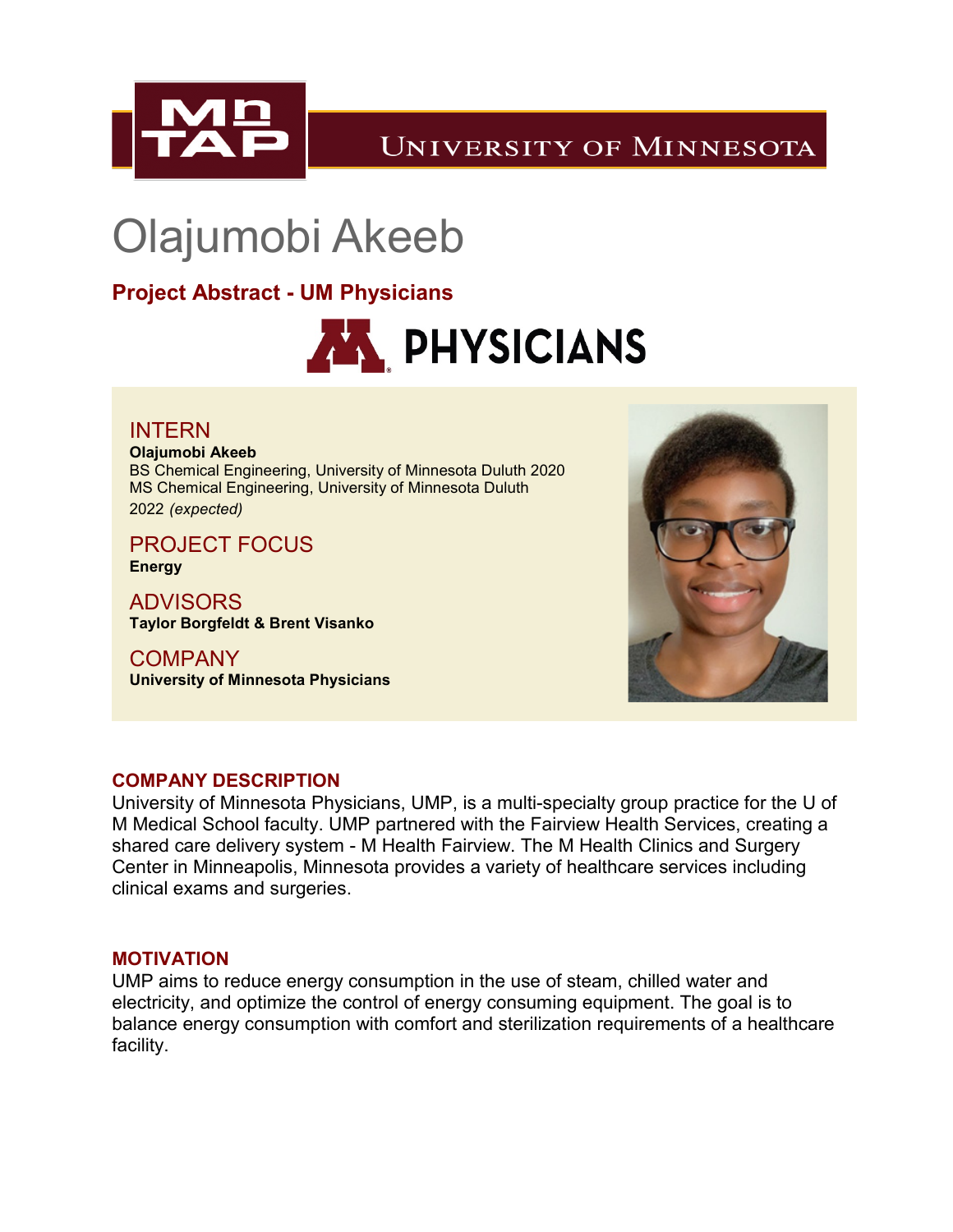# Olajumobi Akeeb

## Project Abstract - UM Physicians

### INTERN

**Olajumobi Akeeb**
BS Chemical Engineering, University of Minnesota Duluth 2020
MS Chemical Engineering, University of Minnesota Duluth 2022 *(expected)*

### PROJECT FOCUS

**Energy**

### ADVISORS

**Taylor Borgfeldt & Brent Visanko**

### COMPANY

**University of Minnesota Physicians**

### COMPANY DESCRIPTION

University of Minnesota Physicians, UMP, is a multi-specialty group practice for the U of M Medical School faculty. UMP partnered with the Fairview Health Services, creating a shared care delivery system - M Health Fairview. The M Health Clinics and Surgery Center in Minneapolis, Minnesota provides a variety of healthcare services including clinical exams and surgeries.

### MOTIVATION

UMP aims to reduce energy consumption in the use of steam, chilled water and electricity, and optimize the control of energy consuming equipment. The goal is to balance energy consumption with comfort and sterilization requirements of a healthcare facility.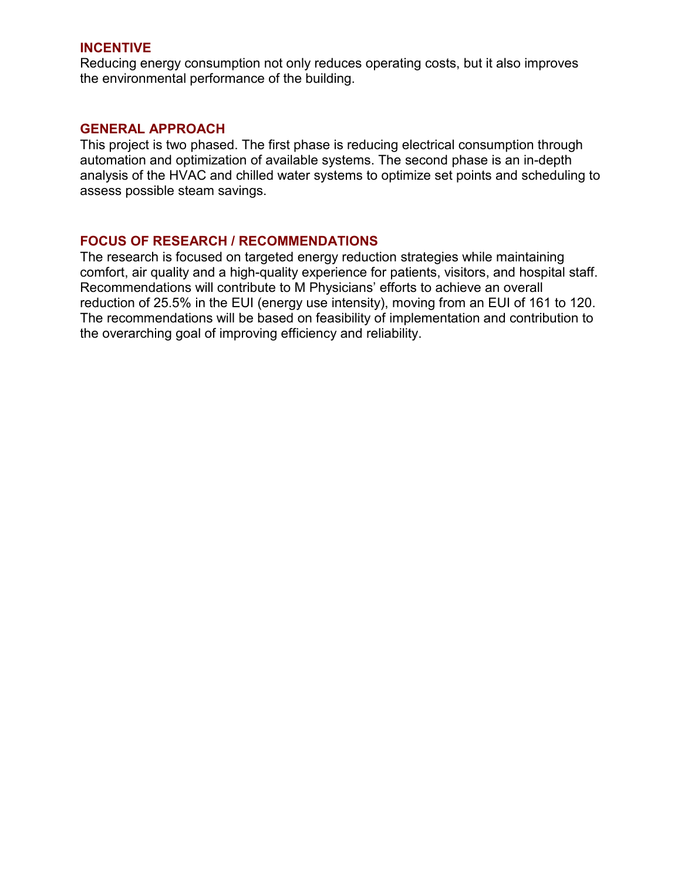## INCENTIVE

Reducing energy consumption not only reduces operating costs, but it also improves the environmental performance of the building.

## GENERAL APPROACH

This project is two phased. The first phase is reducing electrical consumption through automation and optimization of available systems. The second phase is an in-depth analysis of the HVAC and chilled water systems to optimize set points and scheduling to assess possible steam savings.

## FOCUS OF RESEARCH / RECOMMENDATIONS

The research is focused on targeted energy reduction strategies while maintaining comfort, air quality and a high-quality experience for patients, visitors, and hospital staff. Recommendations will contribute to M Physicians' efforts to achieve an overall reduction of 25.5% in the EUI (energy use intensity), moving from an EUI of 161 to 120. The recommendations will be based on feasibility of implementation and contribution to the overarching goal of improving efficiency and reliability.